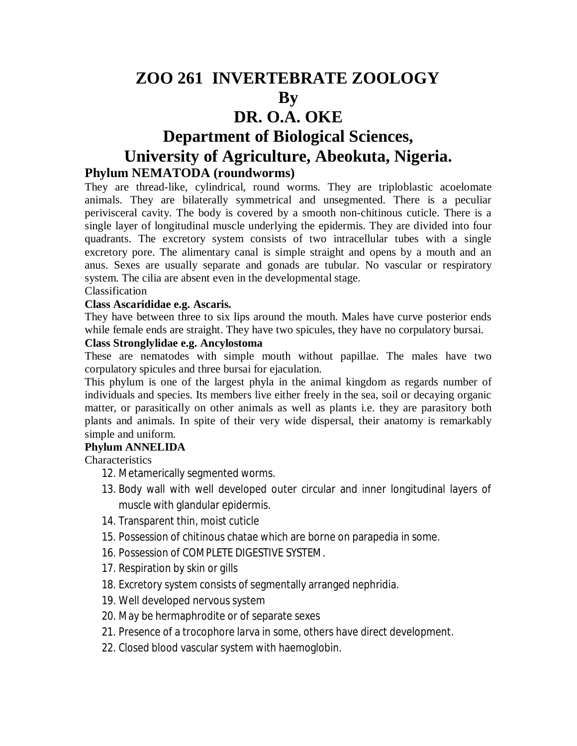# ZOO 261 INVERTEBRATE ZOOLOGY
# By
# DR. O.A. OKE
# Department of Biological Sciences, University of Agriculture, Abeokuta, Nigeria.

## Phylum NEMATODA (roundworms)

They are thread-like, cylindrical, round worms. They are triploblastic acoelomate animals. They are bilaterally symmetrical and unsegmented. There is a peculiar perivisceral cavity. The body is covered by a smooth non-chitinous cuticle. There is a single layer of longitudinal muscle underlying the epidermis. They are divided into four quadrants. The excretory system consists of two intracellular tubes with a single excretory pore. The alimentary canal is simple straight and opens by a mouth and an anus. Sexes are usually separate and gonads are tubular. No vascular or respiratory system. The cilia are absent even in the developmental stage.

Classification

**Class Ascarididae e.g. Ascaris.**

They have between three to six lips around the mouth. Males have curve posterior ends while female ends are straight. They have two spicules, they have no corpulatory bursai.

**Class Stronglylidae e.g. Ancylostoma**

These are nematodes with simple mouth without papillae. The males have two corpulatory spicules and three bursai for ejaculation.

This phylum is one of the largest phyla in the animal kingdom as regards number of individuals and species. Its members live either freely in the sea, soil or decaying organic matter, or parasitically on other animals as well as plants i.e. they are parasitory both plants and animals. In spite of their very wide dispersal, their anatomy is remarkably simple and uniform.

## Phylum ANNELIDA

Characteristics

12. Metamerically segmented worms.
13. Body wall with well developed outer circular and inner longitudinal layers of muscle with glandular epidermis.
14. Transparent thin, moist cuticle
15. Possession of chitinous chatae which are borne on parapedia in some.
16. Possession of COMPLETE DIGESTIVE SYSTEM.
17. Respiration by skin or gills
18. Excretory system consists of segmentally arranged nephridia.
19. Well developed nervous system
20. May be hermaphrodite or of separate sexes
21. Presence of a trocophore larva in some, others have direct development.
22. Closed blood vascular system with haemoglobin.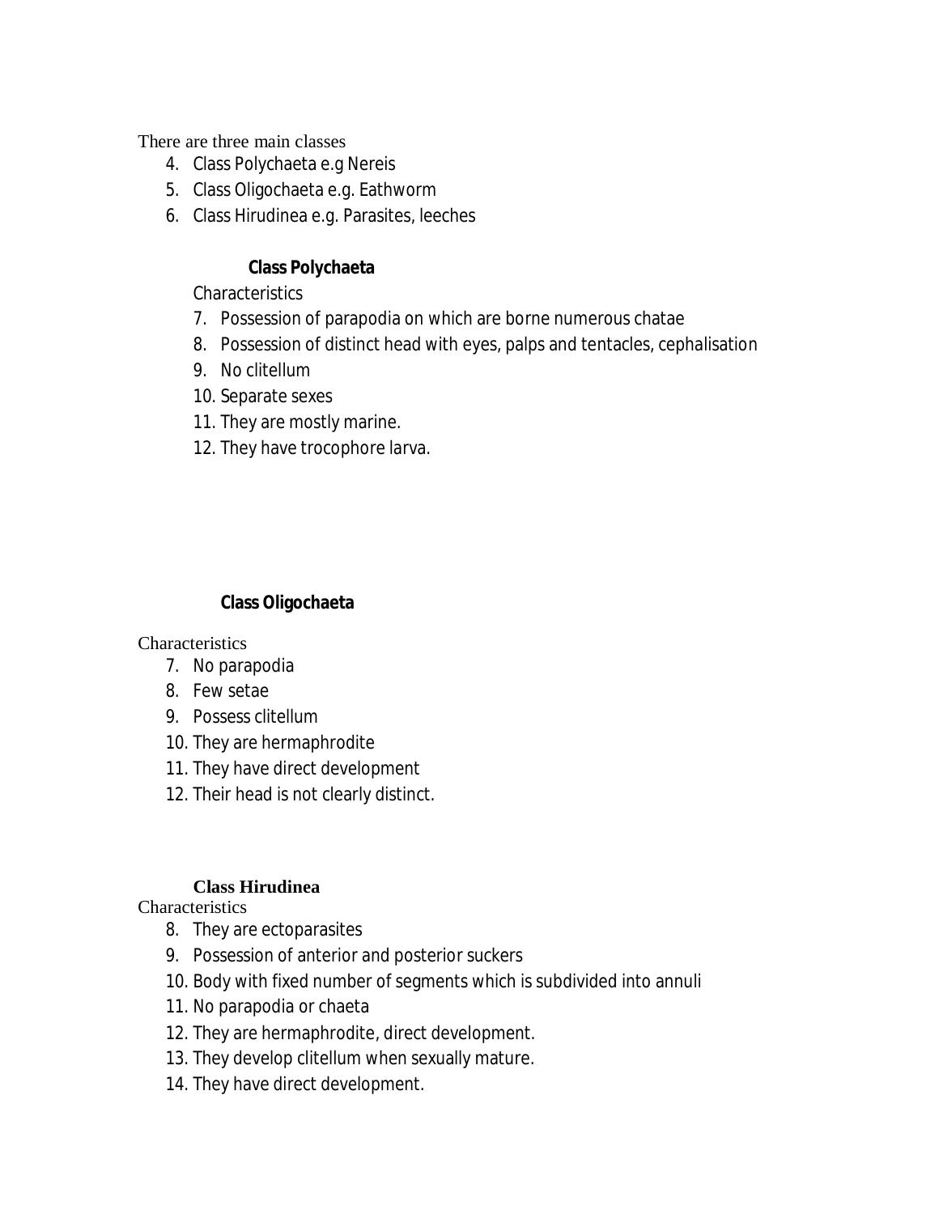There are three main classes

4. Class Polychaeta e.g Nereis
5. Class Oligochaeta e.g. Eathworm
6. Class Hirudinea e.g. Parasites, leeches

**Class Polychaeta**

Characteristics

7. Possession of parapodia on which are borne numerous chatae
8. Possession of distinct head with eyes, palps and tentacles, cephalisation
9. No clitellum
10. Separate sexes
11. They are mostly marine.
12. They have trocophore larva.

**Class Oligochaeta**

Characteristics

7. No parapodia
8. Few setae
9. Possess clitellum
10. They are hermaphrodite
11. They have direct development
12. Their head is not clearly distinct.

**Class Hirudinea**

Characteristics

8. They are ectoparasites
9. Possession of anterior and posterior suckers
10. Body with fixed number of segments which is subdivided into annuli
11. No parapodia or chaeta
12. They are hermaphrodite, direct development.
13. They develop clitellum when sexually mature.
14. They have direct development.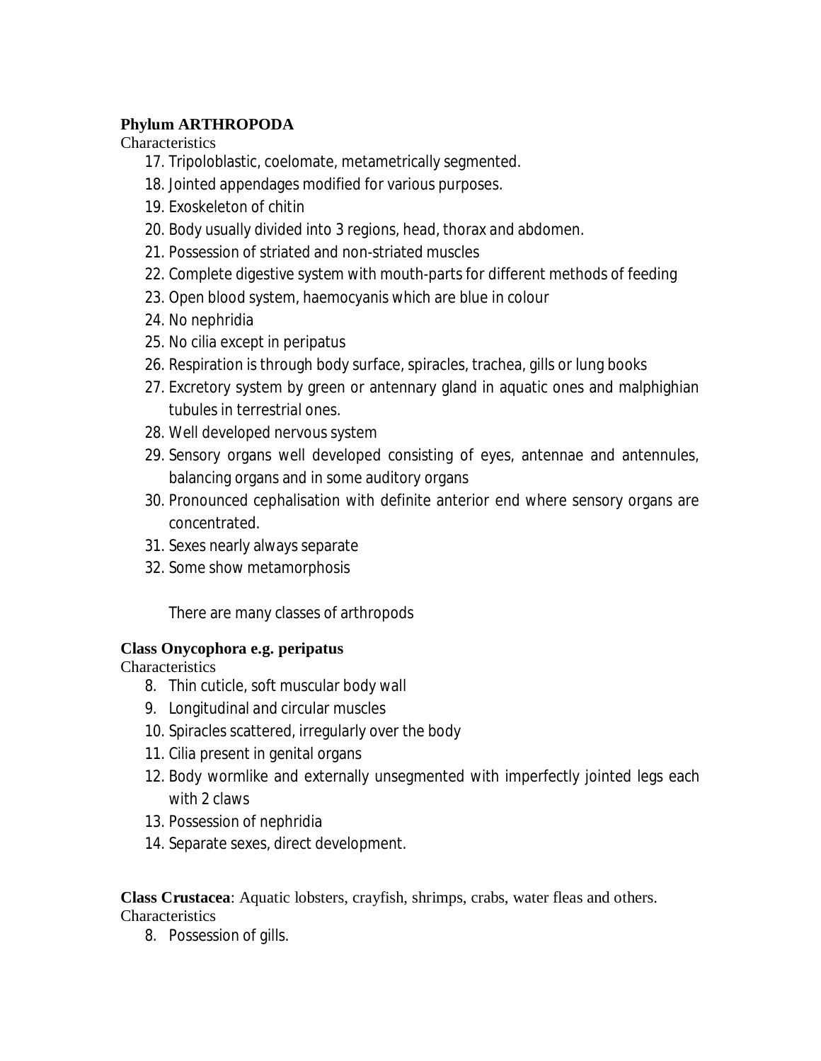**Phylum ARTHROPODA**

Characteristics

17. Tripoloblastic, coelomate, metametrically segmented.
18. Jointed appendages modified for various purposes.
19. Exoskeleton of chitin
20. Body usually divided into 3 regions, head, thorax and abdomen.
21. Possession of striated and non-striated muscles
22. Complete digestive system with mouth-parts for different methods of feeding
23. Open blood system, haemocyanis which are blue in colour
24. No nephridia
25. No cilia except in peripatus
26. Respiration is through body surface, spiracles, trachea, gills or lung books
27. Excretory system by green or antennary gland in aquatic ones and malphighian tubules in terrestrial ones.
28. Well developed nervous system
29. Sensory organs well developed consisting of eyes, antennae and antennules, balancing organs and in some auditory organs
30. Pronounced cephalisation with definite anterior end where sensory organs are concentrated.
31. Sexes nearly always separate
32. Some show metamorphosis

There are many classes of arthropods

**Class Onycophora e.g. peripatus**

Characteristics

8. Thin cuticle, soft muscular body wall
9. Longitudinal and circular muscles
10. Spiracles scattered, irregularly over the body
11. Cilia present in genital organs
12. Body wormlike and externally unsegmented with imperfectly jointed legs each with 2 claws
13. Possession of nephridia
14. Separate sexes, direct development.

**Class Crustacea**: Aquatic lobsters, crayfish, shrimps, crabs, water fleas and others.

Characteristics

8. Possession of gills.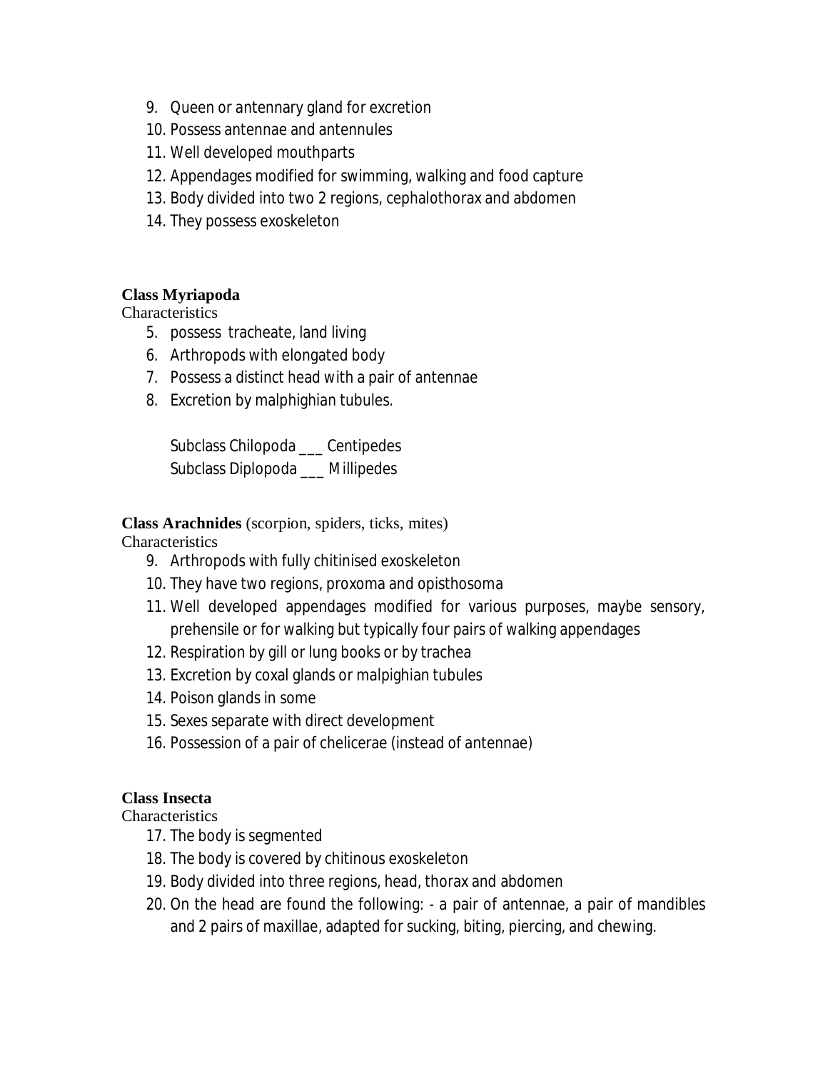9. Queen or antennary gland for excretion
10. Possess antennae and antennules
11. Well developed mouthparts
12. Appendages modified for swimming, walking and food capture
13. Body divided into two 2 regions, cephalothorax and abdomen
14. They possess exoskeleton

**Class Myriapoda**

Characteristics

5. possess tracheate, land living
6. Arthropods with elongated body
7. Possess a distinct head with a pair of antennae
8. Excretion by malphighian tubules.

   Subclass Chilopoda ___ Centipedes
   Subclass Diplopoda ___ Millipedes

**Class Arachnides** (scorpion, spiders, ticks, mites)

Characteristics

9. Arthropods with fully chitinised exoskeleton
10. They have two regions, proxoma and opisthosoma
11. Well developed appendages modified for various purposes, maybe sensory, prehensile or for walking but typically four pairs of walking appendages
12. Respiration by gill or lung books or by trachea
13. Excretion by coxal glands or malpighian tubules
14. Poison glands in some
15. Sexes separate with direct development
16. Possession of a pair of chelicerae (instead of antennae)

**Class Insecta**

Characteristics

17. The body is segmented
18. The body is covered by chitinous exoskeleton
19. Body divided into three regions, head, thorax and abdomen
20. On the head are found the following: - a pair of antennae, a pair of mandibles and 2 pairs of maxillae, adapted for sucking, biting, piercing, and chewing.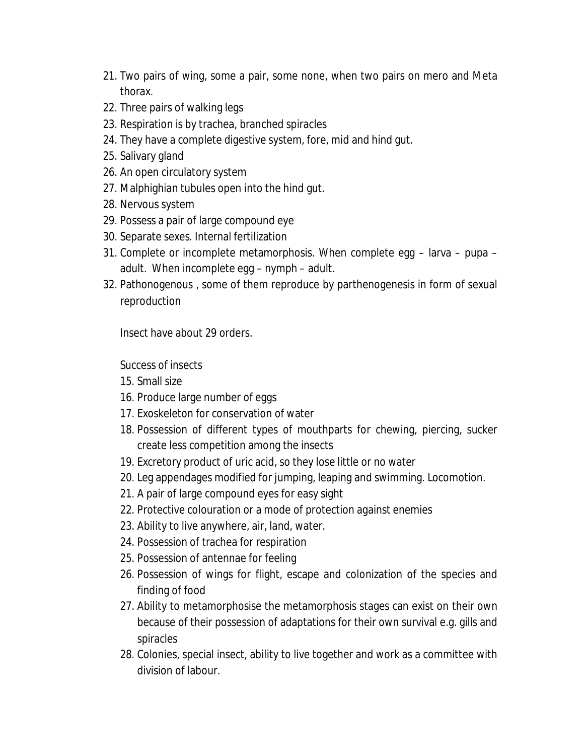21. Two pairs of wing, some a pair, some none, when two pairs on mero and Meta thorax.
22. Three pairs of walking legs
23. Respiration is by trachea, branched spiracles
24. They have a complete digestive system, fore, mid and hind gut.
25. Salivary gland
26. An open circulatory system
27. Malphighian tubules open into the hind gut.
28. Nervous system
29. Possess a pair of large compound eye
30. Separate sexes. Internal fertilization
31. Complete or incomplete metamorphosis. When complete egg – larva – pupa – adult. When incomplete egg – nymph – adult.
32. Pathonogenous , some of them reproduce by parthenogenesis in form of sexual reproduction

Insect have about 29 orders.

Success of insects

15. Small size
16. Produce large number of eggs
17. Exoskeleton for conservation of water
18. Possession of different types of mouthparts for chewing, piercing, sucker create less competition among the insects
19. Excretory product of uric acid, so they lose little or no water
20. Leg appendages modified for jumping, leaping and swimming. Locomotion.
21. A pair of large compound eyes for easy sight
22. Protective colouration or a mode of protection against enemies
23. Ability to live anywhere, air, land, water.
24. Possession of trachea for respiration
25. Possession of antennae for feeling
26. Possession of wings for flight, escape and colonization of the species and finding of food
27. Ability to metamorphosise the metamorphosis stages can exist on their own because of their possession of adaptations for their own survival e.g. gills and spiracles
28. Colonies, special insect, ability to live together and work as a committee with division of labour.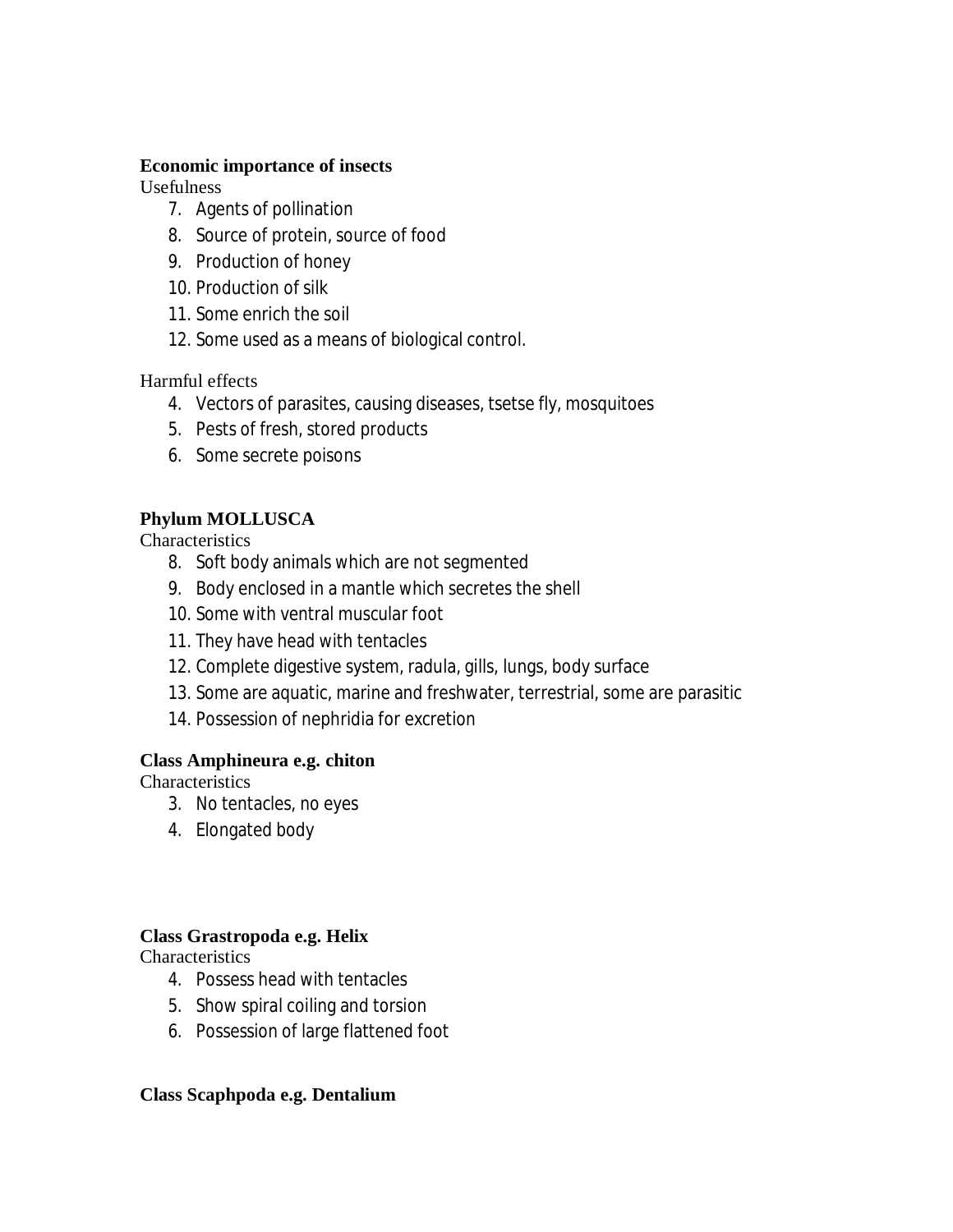**Economic importance of insects**

Usefulness

7. Agents of pollination
8. Source of protein, source of food
9. Production of honey
10. Production of silk
11. Some enrich the soil
12. Some used as a means of biological control.

Harmful effects

4. Vectors of parasites, causing diseases, tsetse fly, mosquitoes
5. Pests of fresh, stored products
6. Some secrete poisons

**Phylum MOLLUSCA**

Characteristics

8. Soft body animals which are not segmented
9. Body enclosed in a mantle which secretes the shell
10. Some with ventral muscular foot
11. They have head with tentacles
12. Complete digestive system, radula, gills, lungs, body surface
13. Some are aquatic, marine and freshwater, terrestrial, some are parasitic
14. Possession of nephridia for excretion

**Class Amphineura e.g. chiton**

Characteristics

3. No tentacles, no eyes
4. Elongated body

**Class Grastropoda e.g. Helix**

Characteristics

4. Possess head with tentacles
5. Show spiral coiling and torsion
6. Possession of large flattened foot

**Class Scaphpoda e.g. Dentalium**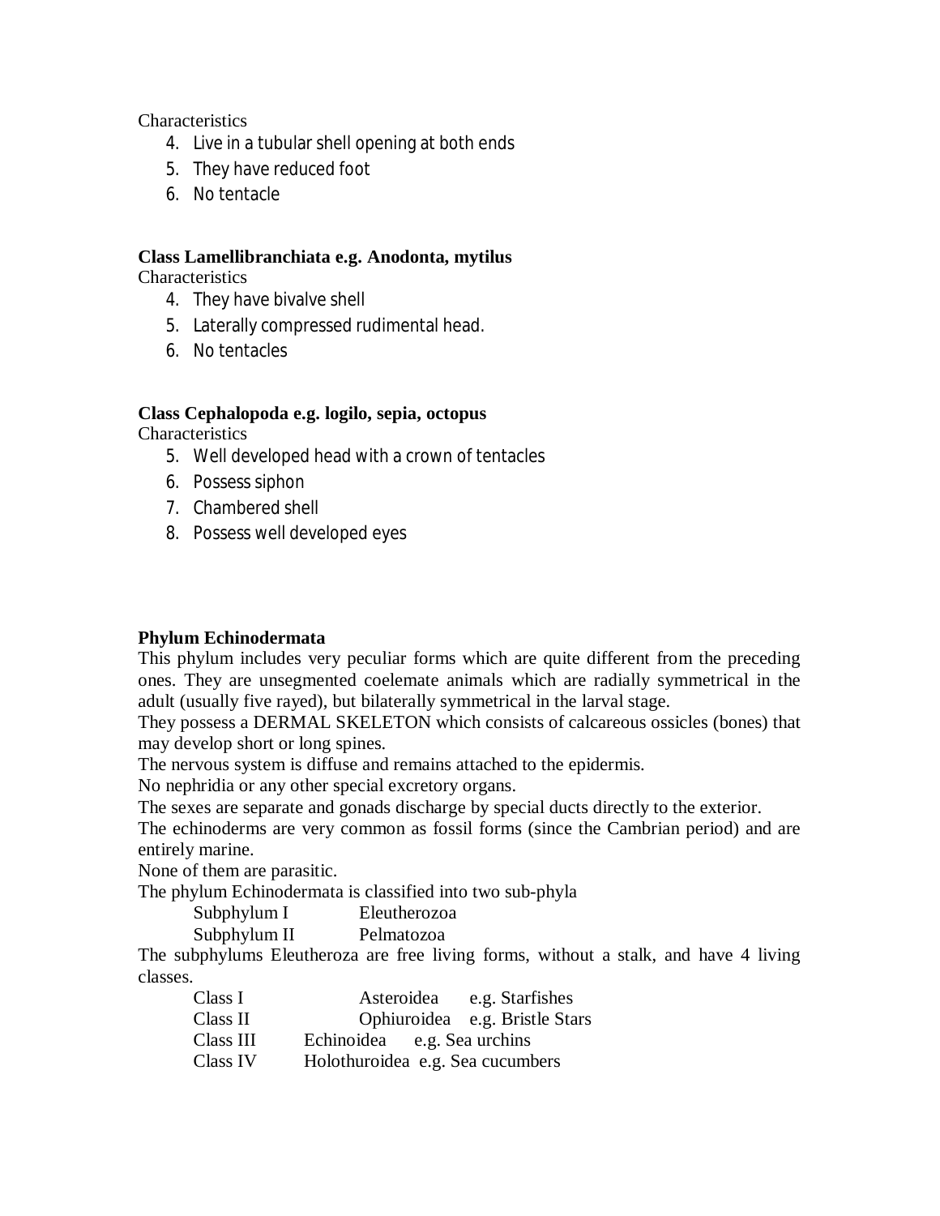Characteristics

4. Live in a tubular shell opening at both ends
5. They have reduced foot
6. No tentacle

**Class Lamellibranchiata e.g. Anodonta, mytilus**

Characteristics

4. They have bivalve shell
5. Laterally compressed rudimental head.
6. No tentacles

**Class Cephalopoda e.g. logilo, sepia, octopus**

Characteristics

5. Well developed head with a crown of tentacles
6. Possess siphon
7. Chambered shell
8. Possess well developed eyes

**Phylum Echinodermata**

This phylum includes very peculiar forms which are quite different from the preceding ones. They are unsegmented coelemate animals which are radially symmetrical in the adult (usually five rayed), but bilaterally symmetrical in the larval stage.

They possess a DERMAL SKELETON which consists of calcareous ossicles (bones) that may develop short or long spines.

The nervous system is diffuse and remains attached to the epidermis.

No nephridia or any other special excretory organs.

The sexes are separate and gonads discharge by special ducts directly to the exterior.

The echinoderms are very common as fossil forms (since the Cambrian period) and are entirely marine.

None of them are parasitic.

The phylum Echinodermata is classified into two sub-phyla

Subphylum I Eleutherozoa

Subphylum II Pelmatozoa

The subphylums Eleutheroza are free living forms, without a stalk, and have 4 living classes.

Class I Asteroidea e.g. Starfishes

Class II Ophiuroidea e.g. Bristle Stars

Class III Echinoidea e.g. Sea urchins

Class IV Holothuroidea e.g. Sea cucumbers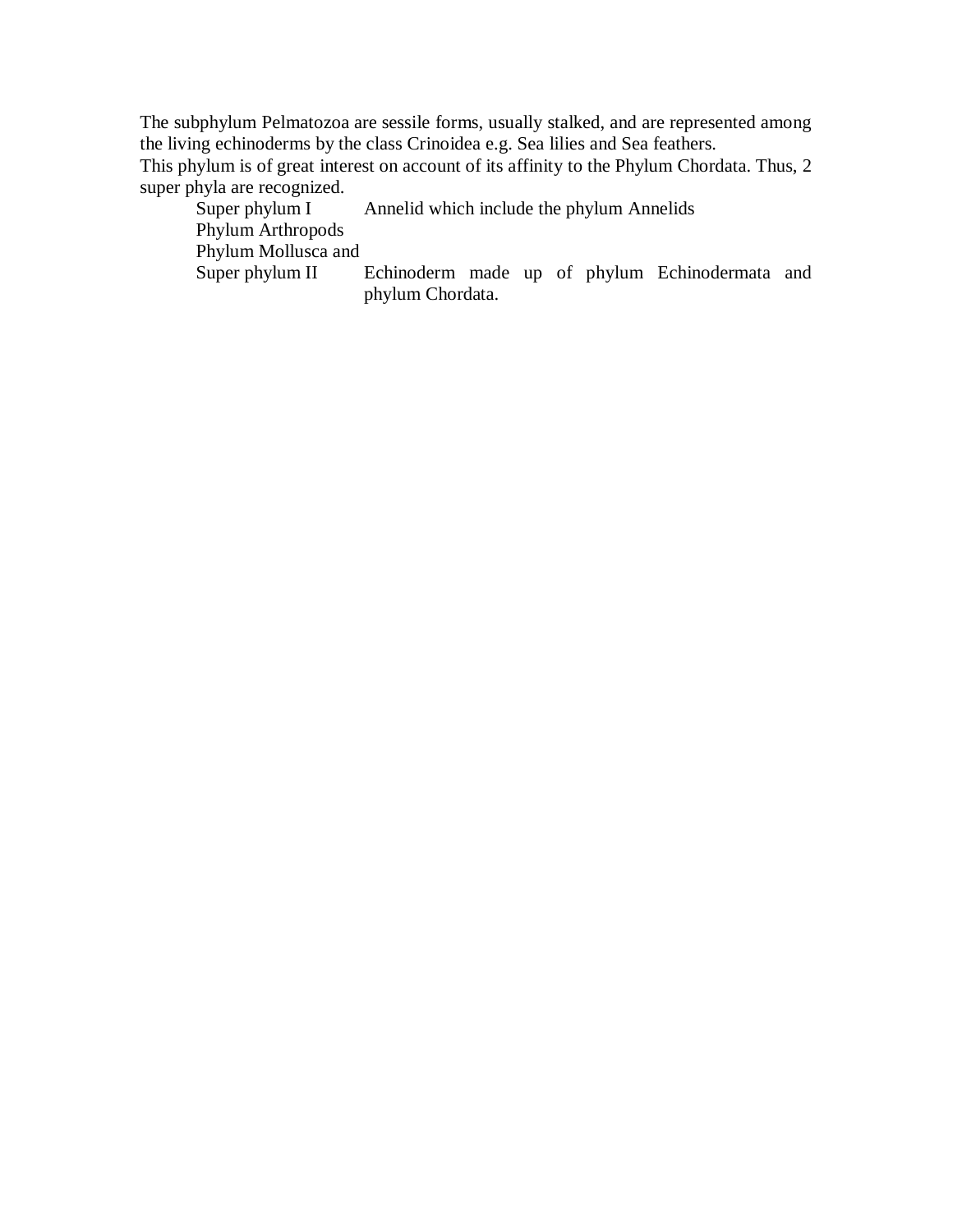The subphylum Pelmatozoa are sessile forms, usually stalked, and are represented among the living echinoderms by the class Crinoidea e.g. Sea lilies and Sea feathers.

This phylum is of great interest on account of its affinity to the Phylum Chordata. Thus, 2 super phyla are recognized.

| | |
|---|---|
| Super phylum I | Annelid which include the phylum Annelids |
| Phylum Arthropods | |
| Phylum Mollusca and | |
| Super phylum II | Echinoderm made up of phylum Echinodermata and phylum Chordata. |